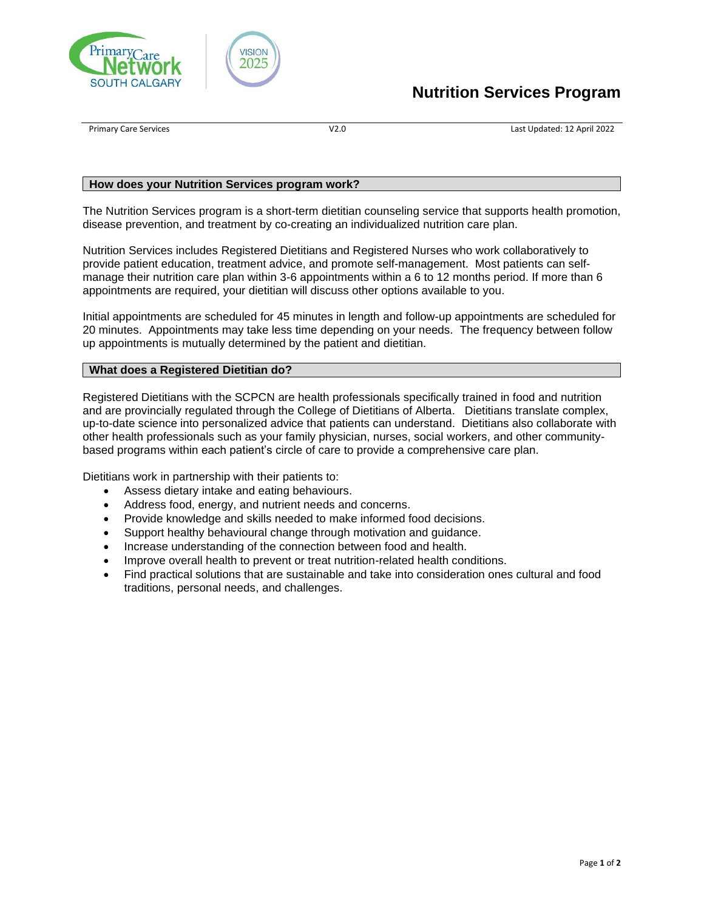# Nutrition Services Program

Primary Care Services | V2.0 | Last Updated: 12 April 2022

## How does your Nutrition Services program work?

The Nutrition Services program is a short-term dietitian counseling service that supports health promotion, disease prevention, and treatment by co-creating an individualized nutrition care plan.

Nutrition Services includes Registered Dietitians and Registered Nurses who work collaboratively to provide patient education, treatment advice, and promote self-management. Most patients can self-manage their nutrition care plan within 3-6 appointments within a 6 to 12 months period. If more than 6 appointments are required, your dietitian will discuss other options available to you.

Initial appointments are scheduled for 45 minutes in length and follow-up appointments are scheduled for 20 minutes. Appointments may take less time depending on your needs. The frequency between follow up appointments is mutually determined by the patient and dietitian.

## What does a Registered Dietitian do?

Registered Dietitians with the SCPCN are health professionals specifically trained in food and nutrition and are provincially regulated through the College of Dietitians of Alberta. Dietitians translate complex, up-to-date science into personalized advice that patients can understand. Dietitians also collaborate with other health professionals such as your family physician, nurses, social workers, and other community-based programs within each patient's circle of care to provide a comprehensive care plan.

Dietitians work in partnership with their patients to:

- Assess dietary intake and eating behaviours.
- Address food, energy, and nutrient needs and concerns.
- Provide knowledge and skills needed to make informed food decisions.
- Support healthy behavioural change through motivation and guidance.
- Increase understanding of the connection between food and health.
- Improve overall health to prevent or treat nutrition-related health conditions.
- Find practical solutions that are sustainable and take into consideration ones cultural and food traditions, personal needs, and challenges.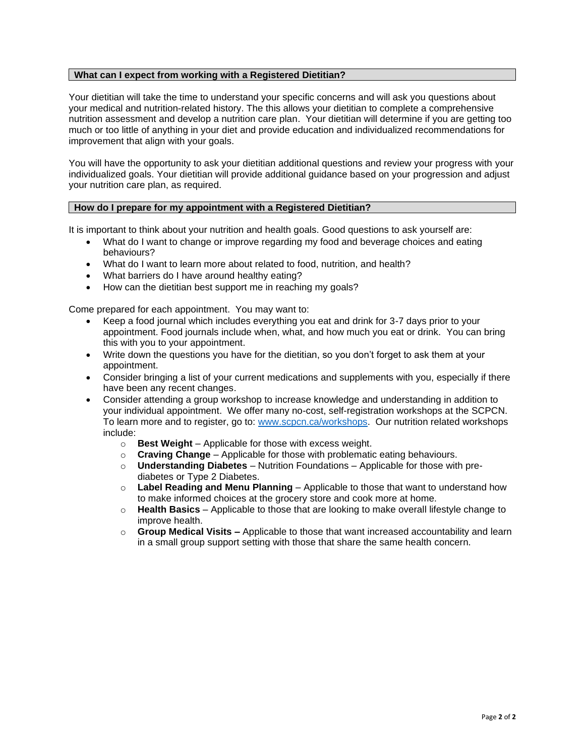## What can I expect from working with a Registered Dietitian?

Your dietitian will take the time to understand your specific concerns and will ask you questions about your medical and nutrition-related history. The this allows your dietitian to complete a comprehensive nutrition assessment and develop a nutrition care plan. Your dietitian will determine if you are getting too much or too little of anything in your diet and provide education and individualized recommendations for improvement that align with your goals.

You will have the opportunity to ask your dietitian additional questions and review your progress with your individualized goals. Your dietitian will provide additional guidance based on your progression and adjust your nutrition care plan, as required.

## How do I prepare for my appointment with a Registered Dietitian?

It is important to think about your nutrition and health goals. Good questions to ask yourself are:

- What do I want to change or improve regarding my food and beverage choices and eating behaviours?
- What do I want to learn more about related to food, nutrition, and health?
- What barriers do I have around healthy eating?
- How can the dietitian best support me in reaching my goals?

Come prepared for each appointment. You may want to:

- Keep a food journal which includes everything you eat and drink for 3-7 days prior to your appointment. Food journals include when, what, and how much you eat or drink. You can bring this with you to your appointment.
- Write down the questions you have for the dietitian, so you don't forget to ask them at your appointment.
- Consider bringing a list of your current medications and supplements with you, especially if there have been any recent changes.
- Consider attending a group workshop to increase knowledge and understanding in addition to your individual appointment. We offer many no-cost, self-registration workshops at the SCPCN. To learn more and to register, go to: [www.scpcn.ca/workshops](www.scpcn.ca/workshops). Our nutrition related workshops include:
  - **Best Weight** – Applicable for those with excess weight.
  - **Craving Change** – Applicable for those with problematic eating behaviours.
  - **Understanding Diabetes** – Nutrition Foundations – Applicable for those with pre-diabetes or Type 2 Diabetes.
  - **Label Reading and Menu Planning** – Applicable to those that want to understand how to make informed choices at the grocery store and cook more at home.
  - **Health Basics** – Applicable to those that are looking to make overall lifestyle change to improve health.
  - **Group Medical Visits –** Applicable to those that want increased accountability and learn in a small group support setting with those that share the same health concern.